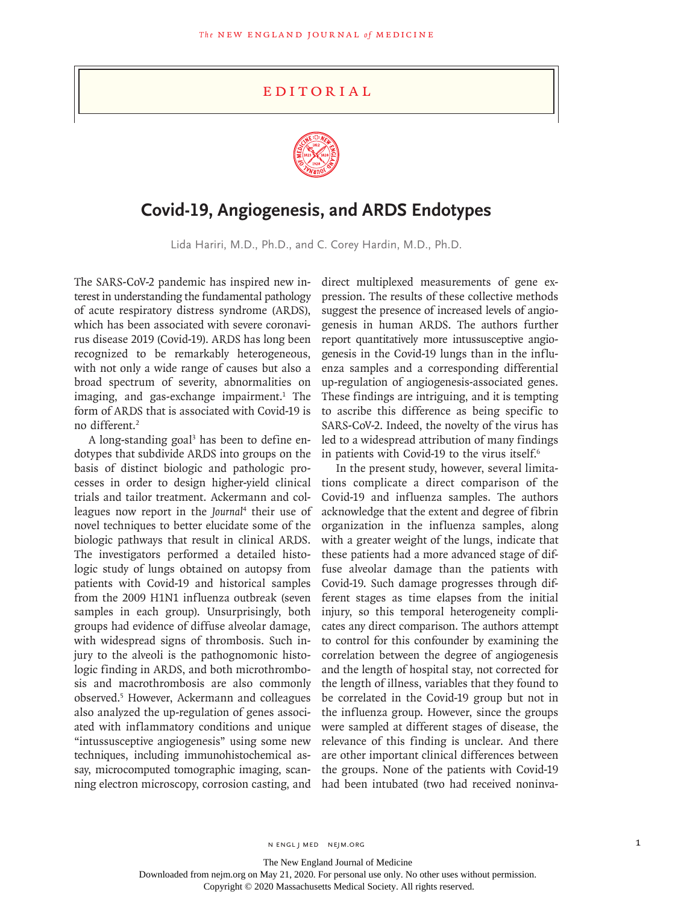EDITORIAL

# Covid-19, Angiogenesis, and ARDS Endotypes

Lida Hariri, M.D., Ph.D., and C. Corey Hardin, M.D., Ph.D.

The SARS-CoV-2 pandemic has inspired new interest in understanding the fundamental pathology of acute respiratory distress syndrome (ARDS), which has been associated with severe coronavirus disease 2019 (Covid-19). ARDS has long been recognized to be remarkably heterogeneous, with not only a wide range of causes but also a broad spectrum of severity, abnormalities on imaging, and gas-exchange impairment.[1] The form of ARDS that is associated with Covid-19 is no different.[2]

A long-standing goal[3] has been to define endotypes that subdivide ARDS into groups on the basis of distinct biologic and pathologic processes in order to design higher-yield clinical trials and tailor treatment. Ackermann and colleagues now report in the *Journal*[4] their use of novel techniques to better elucidate some of the biologic pathways that result in clinical ARDS. The investigators performed a detailed histologic study of lungs obtained on autopsy from patients with Covid-19 and historical samples from the 2009 H1N1 influenza outbreak (seven samples in each group). Unsurprisingly, both groups had evidence of diffuse alveolar damage, with widespread signs of thrombosis. Such injury to the alveoli is the pathognomonic histologic finding in ARDS, and both microthrombosis and macrothrombosis are also commonly observed.[5] However, Ackermann and colleagues also analyzed the up-regulation of genes associated with inflammatory conditions and unique "intussusceptive angiogenesis" using some new techniques, including immunohistochemical assay, microcomputed tomographic imaging, scanning electron microscopy, corrosion casting, and direct multiplexed measurements of gene expression. The results of these collective methods suggest the presence of increased levels of angiogenesis in human ARDS. The authors further report quantitatively more intussusceptive angiogenesis in the Covid-19 lungs than in the influenza samples and a corresponding differential up-regulation of angiogenesis-associated genes. These findings are intriguing, and it is tempting to ascribe this difference as being specific to SARS-CoV-2. Indeed, the novelty of the virus has led to a widespread attribution of many findings in patients with Covid-19 to the virus itself.[6]

In the present study, however, several limitations complicate a direct comparison of the Covid-19 and influenza samples. The authors acknowledge that the extent and degree of fibrin organization in the influenza samples, along with a greater weight of the lungs, indicate that these patients had a more advanced stage of diffuse alveolar damage than the patients with Covid-19. Such damage progresses through different stages as time elapses from the initial injury, so this temporal heterogeneity complicates any direct comparison. The authors attempt to control for this confounder by examining the correlation between the degree of angiogenesis and the length of hospital stay, not corrected for the length of illness, variables that they found to be correlated in the Covid-19 group but not in the influenza group. However, since the groups were sampled at different stages of disease, the relevance of this finding is unclear. And there are other important clinical differences between the groups. None of the patients with Covid-19 had been intubated (two had received noninva-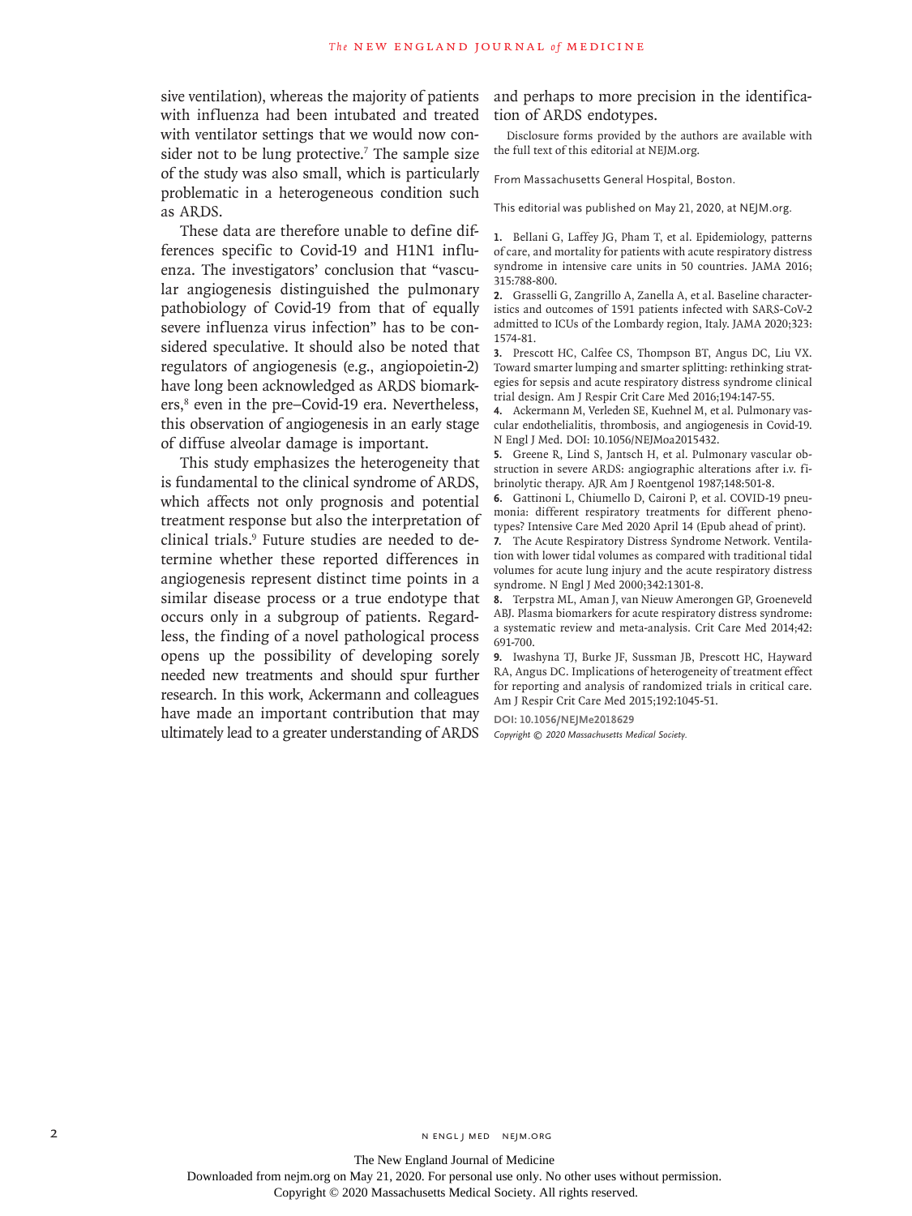sive ventilation), whereas the majority of patients with influenza had been intubated and treated with ventilator settings that we would now consider not to be lung protective.[7] The sample size of the study was also small, which is particularly problematic in a heterogeneous condition such as ARDS.

These data are therefore unable to define differences specific to Covid-19 and H1N1 influenza. The investigators' conclusion that "vascular angiogenesis distinguished the pulmonary pathobiology of Covid-19 from that of equally severe influenza virus infection" has to be considered speculative. It should also be noted that regulators of angiogenesis (e.g., angiopoietin-2) have long been acknowledged as ARDS biomarkers,[8] even in the pre–Covid-19 era. Nevertheless, this observation of angiogenesis in an early stage of diffuse alveolar damage is important.

This study emphasizes the heterogeneity that is fundamental to the clinical syndrome of ARDS, which affects not only prognosis and potential treatment response but also the interpretation of clinical trials.[9] Future studies are needed to determine whether these reported differences in angiogenesis represent distinct time points in a similar disease process or a true endotype that occurs only in a subgroup of patients. Regardless, the finding of a novel pathological process opens up the possibility of developing sorely needed new treatments and should spur further research. In this work, Ackermann and colleagues have made an important contribution that may ultimately lead to a greater understanding of ARDS and perhaps to more precision in the identification of ARDS endotypes.

Disclosure forms provided by the authors are available with the full text of this editorial at NEJM.org.

From Massachusetts General Hospital, Boston.

This editorial was published on May 21, 2020, at NEJM.org.

1. Bellani G, Laffey JG, Pham T, et al. Epidemiology, patterns of care, and mortality for patients with acute respiratory distress syndrome in intensive care units in 50 countries. JAMA 2016; 315:788-800.
2. Grasselli G, Zangrillo A, Zanella A, et al. Baseline characteristics and outcomes of 1591 patients infected with SARS-CoV-2 admitted to ICUs of the Lombardy region, Italy. JAMA 2020;323: 1574-81.
3. Prescott HC, Calfee CS, Thompson BT, Angus DC, Liu VX. Toward smarter lumping and smarter splitting: rethinking strategies for sepsis and acute respiratory distress syndrome clinical trial design. Am J Respir Crit Care Med 2016;194:147-55.
4. Ackermann M, Verleden SE, Kuehnel M, et al. Pulmonary vascular endothelialitis, thrombosis, and angiogenesis in Covid-19. N Engl J Med. DOI: 10.1056/NEJMoa2015432.
5. Greene R, Lind S, Jantsch H, et al. Pulmonary vascular obstruction in severe ARDS: angiographic alterations after i.v. fibrinolytic therapy. AJR Am J Roentgenol 1987;148:501-8.
6. Gattinoni L, Chiumello D, Caironi P, et al. COVID-19 pneumonia: different respiratory treatments for different phenotypes? Intensive Care Med 2020 April 14 (Epub ahead of print).
7. The Acute Respiratory Distress Syndrome Network. Ventilation with lower tidal volumes as compared with traditional tidal volumes for acute lung injury and the acute respiratory distress syndrome. N Engl J Med 2000;342:1301-8.
8. Terpstra ML, Aman J, van Nieuw Amerongen GP, Groeneveld ABJ. Plasma biomarkers for acute respiratory distress syndrome: a systematic review and meta-analysis. Crit Care Med 2014;42: 691-700.
9. Iwashyna TJ, Burke JF, Sussman JB, Prescott HC, Hayward RA, Angus DC. Implications of heterogeneity of treatment effect for reporting and analysis of randomized trials in critical care. Am J Respir Crit Care Med 2015;192:1045-51.

**DOI: 10.1056/NEJMe2018629**

*Copyright © 2020 Massachusetts Medical Society.*